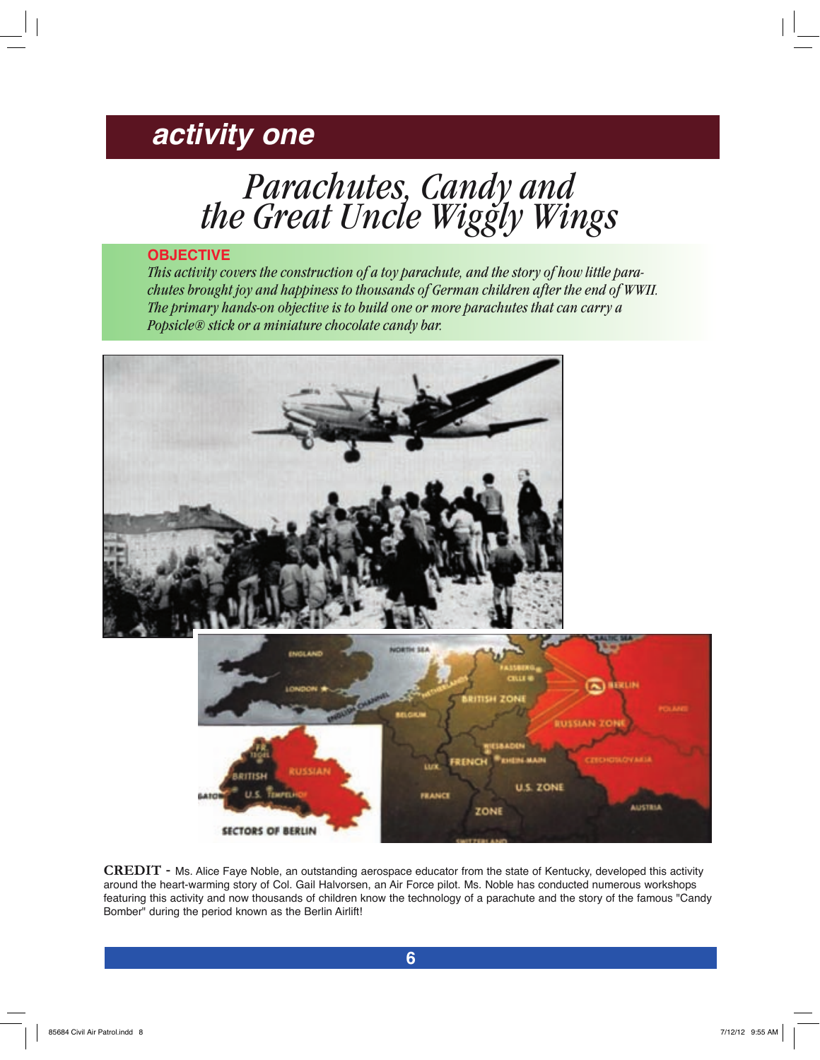## activity one

# Parachutes, Candy and the Great Uncle Wiggly Wings

**OBJECTIVE**

*This activity covers the construction of a toy parachute, and the story of how little parachutes brought joy and happiness to thousands of German children after the end of WWII. The primary hands-on objective is to build one or more parachutes that can carry a Popsicle® stick or a miniature chocolate candy bar.*

**CREDIT -** Ms. Alice Faye Noble, an outstanding aerospace educator from the state of Kentucky, developed this activity around the heart-warming story of Col. Gail Halvorsen, an Air Force pilot. Ms. Noble has conducted numerous workshops featuring this activity and now thousands of children know the technology of a parachute and the story of the famous "Candy Bomber" during the period known as the Berlin Airlift!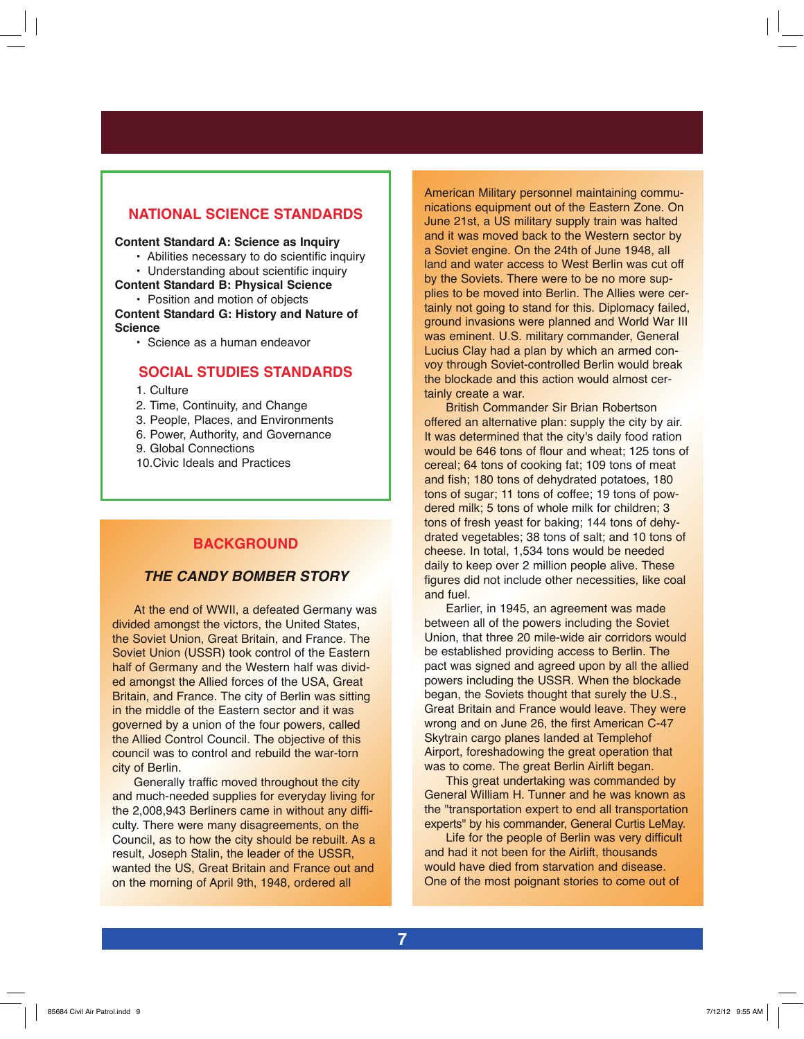## NATIONAL SCIENCE STANDARDS

**Content Standard A: Science as Inquiry**

- Abilities necessary to do scientific inquiry
- Understanding about scientific inquiry

**Content Standard B: Physical Science**

- Position and motion of objects

**Content Standard G: History and Nature of Science**

- Science as a human endeavor

## SOCIAL STUDIES STANDARDS

1. Culture
2. Time, Continuity, and Change
3. People, Places, and Environments
6. Power, Authority, and Governance
9. Global Connections
10. Civic Ideals and Practices

## BACKGROUND

### *THE CANDY BOMBER STORY*

At the end of WWII, a defeated Germany was divided amongst the victors, the United States, the Soviet Union, Great Britain, and France. The Soviet Union (USSR) took control of the Eastern half of Germany and the Western half was divided amongst the Allied forces of the USA, Great Britain, and France. The city of Berlin was sitting in the middle of the Eastern sector and it was governed by a union of the four powers, called the Allied Control Council. The objective of this council was to control and rebuild the war-torn city of Berlin.

Generally traffic moved throughout the city and much-needed supplies for everyday living for the 2,008,943 Berliners came in without any difficulty. There were many disagreements, on the Council, as to how the city should be rebuilt. As a result, Joseph Stalin, the leader of the USSR, wanted the US, Great Britain and France out and on the morning of April 9th, 1948, ordered all American Military personnel maintaining communications equipment out of the Eastern Zone. On June 21st, a US military supply train was halted and it was moved back to the Western sector by a Soviet engine. On the 24th of June 1948, all land and water access to West Berlin was cut off by the Soviets. There were to be no more supplies to be moved into Berlin. The Allies were certainly not going to stand for this. Diplomacy failed, ground invasions were planned and World War III was eminent. U.S. military commander, General Lucius Clay had a plan by which an armed convoy through Soviet-controlled Berlin would break the blockade and this action would almost certainly create a war.

British Commander Sir Brian Robertson offered an alternative plan: supply the city by air. It was determined that the city's daily food ration would be 646 tons of flour and wheat; 125 tons of cereal; 64 tons of cooking fat; 109 tons of meat and fish; 180 tons of dehydrated potatoes, 180 tons of sugar; 11 tons of coffee; 19 tons of powdered milk; 5 tons of whole milk for children; 3 tons of fresh yeast for baking; 144 tons of dehydrated vegetables; 38 tons of salt; and 10 tons of cheese. In total, 1,534 tons would be needed daily to keep over 2 million people alive. These figures did not include other necessities, like coal and fuel.

Earlier, in 1945, an agreement was made between all of the powers including the Soviet Union, that three 20 mile-wide air corridors would be established providing access to Berlin. The pact was signed and agreed upon by all the allied powers including the USSR. When the blockade began, the Soviets thought that surely the U.S., Great Britain and France would leave. They were wrong and on June 26, the first American C-47 Skytrain cargo planes landed at Templehof Airport, foreshadowing the great operation that was to come. The great Berlin Airlift began.

This great undertaking was commanded by General William H. Tunner and he was known as the "transportation expert to end all transportation experts" by his commander, General Curtis LeMay.

Life for the people of Berlin was very difficult and had it not been for the Airlift, thousands would have died from starvation and disease. One of the most poignant stories to come out of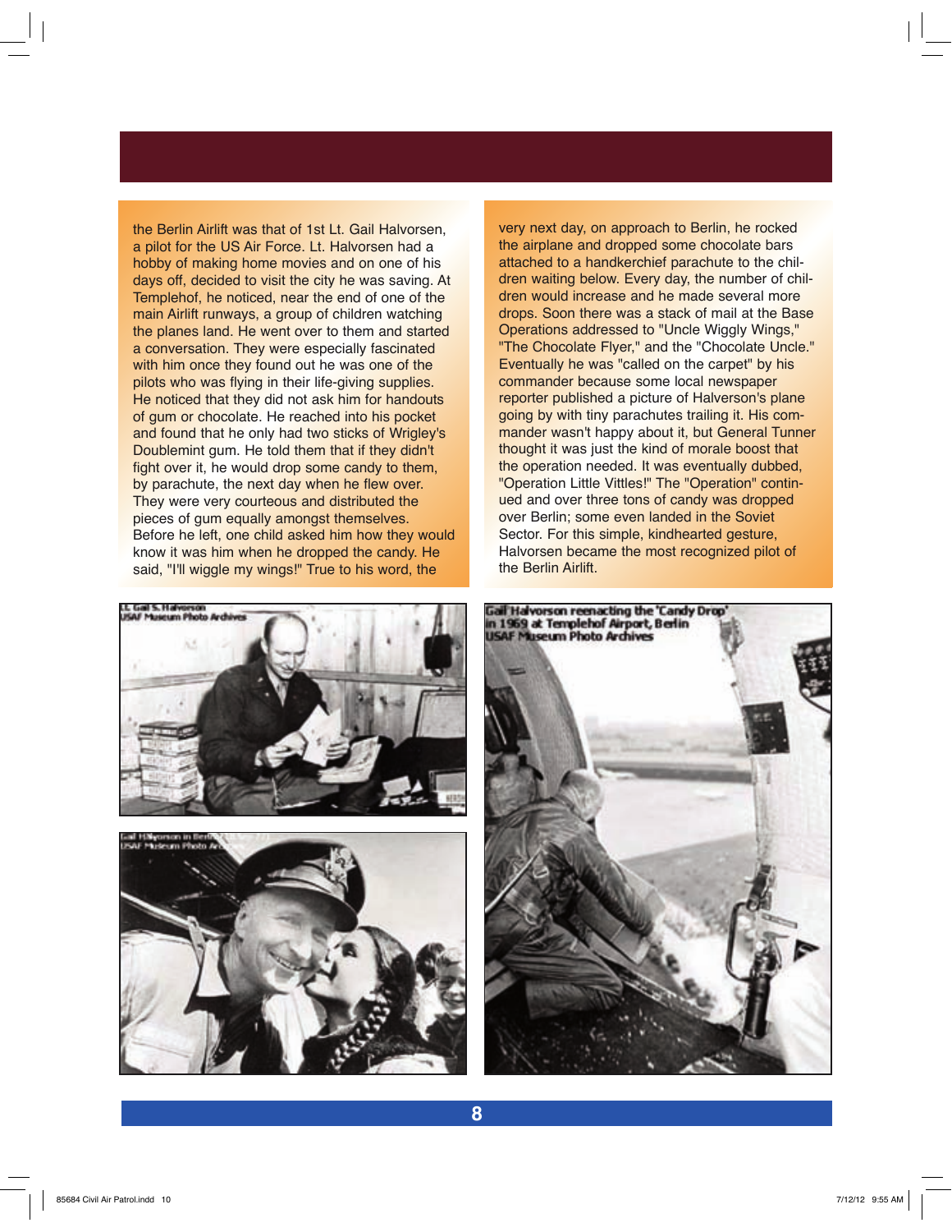the Berlin Airlift was that of 1st Lt. Gail Halvorsen, a pilot for the US Air Force. Lt. Halvorsen had a hobby of making home movies and on one of his days off, decided to visit the city he was saving. At Templehof, he noticed, near the end of one of the main Airlift runways, a group of children watching the planes land. He went over to them and started a conversation. They were especially fascinated with him once they found out he was one of the pilots who was flying in their life-giving supplies. He noticed that they did not ask him for handouts of gum or chocolate. He reached into his pocket and found that he only had two sticks of Wrigley's Doublemint gum. He told them that if they didn't fight over it, he would drop some candy to them, by parachute, the next day when he flew over. They were very courteous and distributed the pieces of gum equally amongst themselves. Before he left, one child asked him how they would know it was him when he dropped the candy. He said, "I'll wiggle my wings!" True to his word, the very next day, on approach to Berlin, he rocked the airplane and dropped some chocolate bars attached to a handkerchief parachute to the children waiting below. Every day, the number of children would increase and he made several more drops. Soon there was a stack of mail at the Base Operations addressed to "Uncle Wiggly Wings," "The Chocolate Flyer," and the "Chocolate Uncle." Eventually he was "called on the carpet" by his commander because some local newspaper reporter published a picture of Halverson's plane going by with tiny parachutes trailing it. His commander wasn't happy about it, but General Tunner thought it was just the kind of morale boost that the operation needed. It was eventually dubbed, "Operation Little Vittles!" The "Operation" continued and over three tons of candy was dropped over Berlin; some even landed in the Soviet Sector. For this simple, kindhearted gesture, Halvorsen became the most recognized pilot of the Berlin Airlift.

Lt Gail S. Halvorson
USAF Museum Photo Archives

Gail Halvorson in Berlin
USAF Museum Photo Archives

Gail Halvorson reenacting the 'Candy Drop' in 1969 at Templehof Airport, Berlin
USAF Museum Photo Archives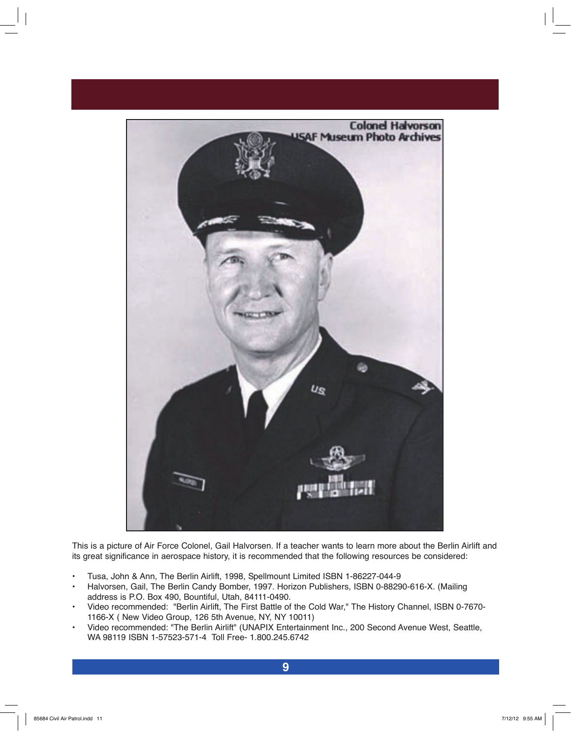This is a picture of Air Force Colonel, Gail Halvorsen. If a teacher wants to learn more about the Berlin Airlift and its great significance in aerospace history, it is recommended that the following resources be considered:

- Tusa, John & Ann, The Berlin Airlift, 1998, Spellmount Limited ISBN 1-86227-044-9
- Halvorsen, Gail, The Berlin Candy Bomber, 1997. Horizon Publishers, ISBN 0-88290-616-X. (Mailing address is P.O. Box 490, Bountiful, Utah, 84111-0490.
- Video recommended: "Berlin Airlift, The First Battle of the Cold War," The History Channel, ISBN 0-7670-1166-X ( New Video Group, 126 5th Avenue, NY, NY 10011)
- Video recommended: "The Berlin Airlift" (UNAPIX Entertainment Inc., 200 Second Avenue West, Seattle, WA 98119 ISBN 1-57523-571-4 Toll Free- 1.800.245.6742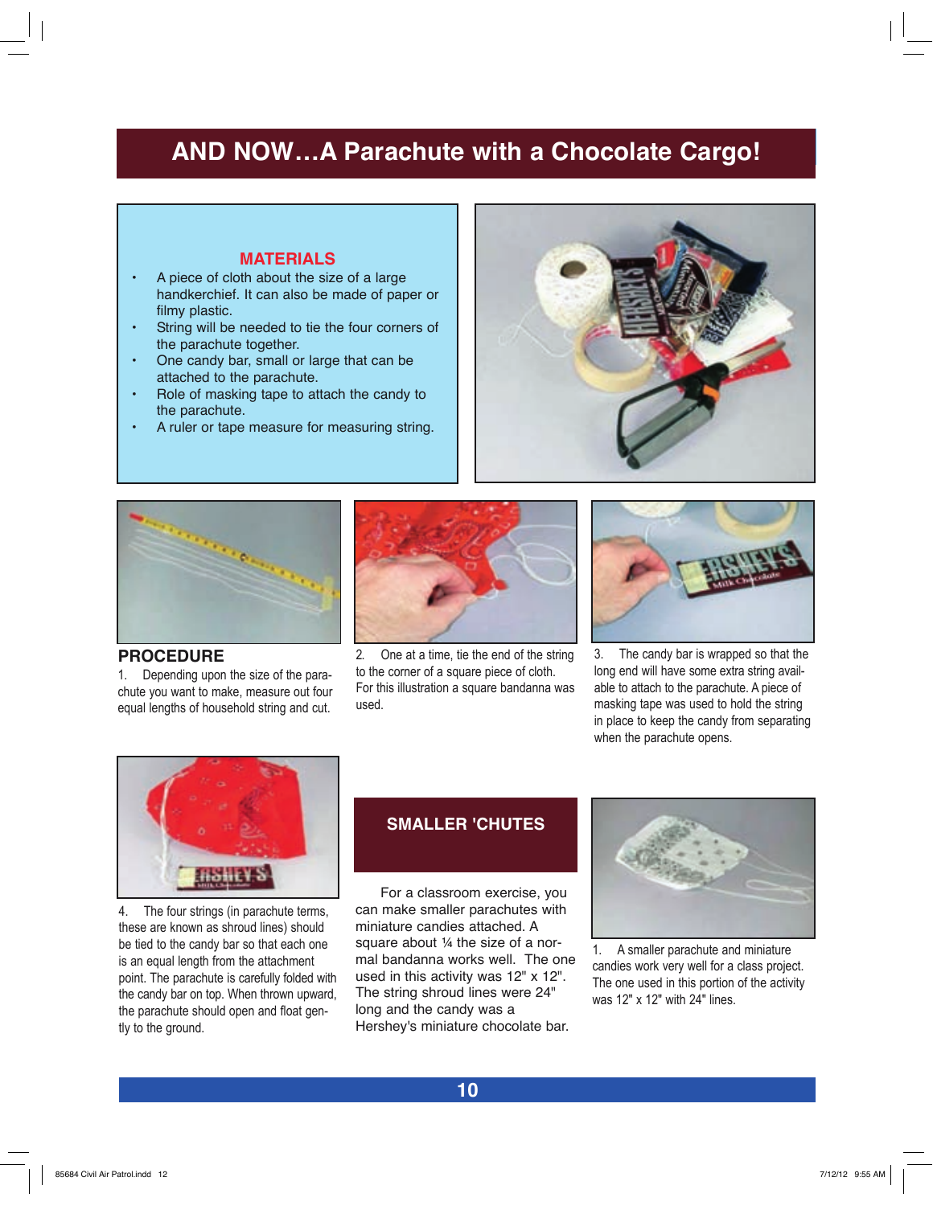# AND NOW…A Parachute with a Chocolate Cargo!

## MATERIALS

- A piece of cloth about the size of a large handkerchief. It can also be made of paper or filmy plastic.
- String will be needed to tie the four corners of the parachute together.
- One candy bar, small or large that can be attached to the parachute.
- Role of masking tape to attach the candy to the parachute.
- A ruler or tape measure for measuring string.

## PROCEDURE

1. Depending upon the size of the parachute you want to make, measure out four equal lengths of household string and cut.

2. One at a time, tie the end of the string to the corner of a square piece of cloth. For this illustration a square bandanna was used.

3. The candy bar is wrapped so that the long end will have some extra string available to attach to the parachute. A piece of masking tape was used to hold the string in place to keep the candy from separating when the parachute opens.

4. The four strings (in parachute terms, these are known as shroud lines) should be tied to the candy bar so that each one is an equal length from the attachment point. The parachute is carefully folded with the candy bar on top. When thrown upward, the parachute should open and float gently to the ground.

## SMALLER 'CHUTES

For a classroom exercise, you can make smaller parachutes with miniature candies attached. A square about ¼ the size of a normal bandanna works well. The one used in this activity was 12" x 12". The string shroud lines were 24" long and the candy was a Hershey's miniature chocolate bar.

1. A smaller parachute and miniature candies work very well for a class project. The one used in this portion of the activity was 12" x 12" with 24" lines.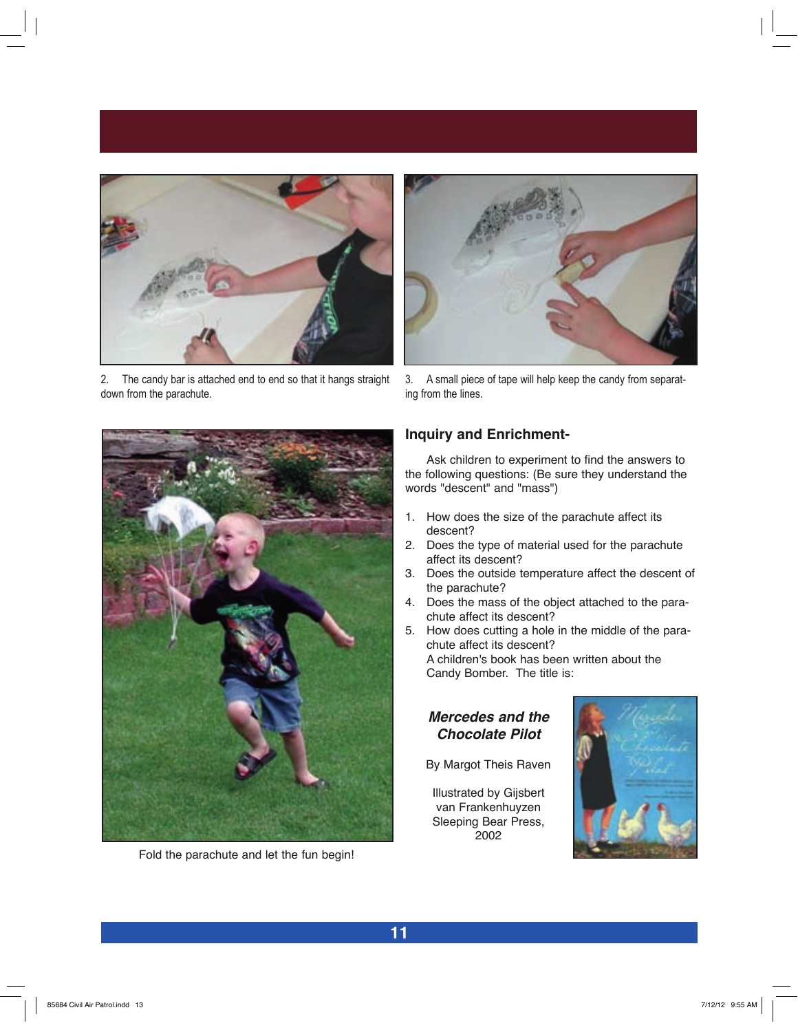2. The candy bar is attached end to end so that it hangs straight down from the parachute.

3. A small piece of tape will help keep the candy from separating from the lines.

Fold the parachute and let the fun begin!

## Inquiry and Enrichment-

Ask children to experiment to find the answers to the following questions: (Be sure they understand the words "descent" and "mass")

1. How does the size of the parachute affect its descent?
2. Does the type of material used for the parachute affect its descent?
3. Does the outside temperature affect the descent of the parachute?
4. Does the mass of the object attached to the parachute affect its descent?
5. How does cutting a hole in the middle of the parachute affect its descent?

A children's book has been written about the Candy Bomber. The title is:

***Mercedes and the Chocolate Pilot***

By Margot Theis Raven

Illustrated by Gijsbert van Frankenhuyzen
Sleeping Bear Press, 2002